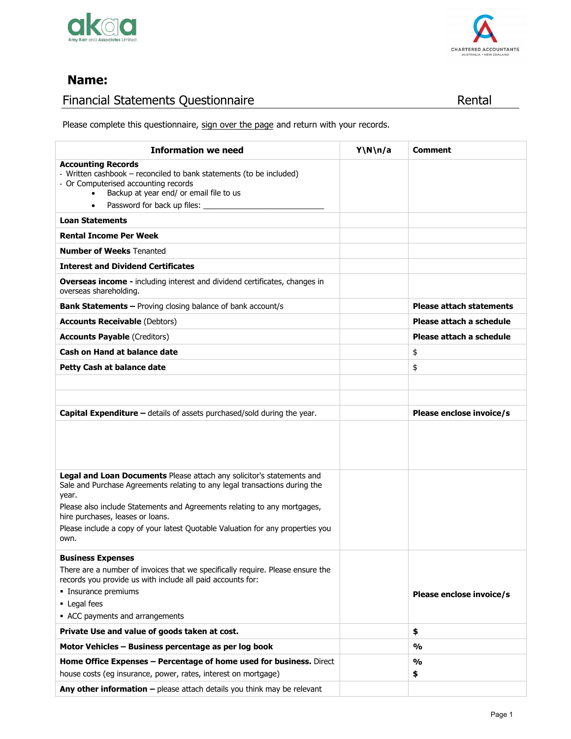**Name:**

Financial Statements Questionnaire Rental

Please complete this questionnaire, sign over the page and return with your records.

| Information we need | Y\N\n/a | Comment |
|---|---|---|
| **Accounting Records**<br>- Written cashbook – reconciled to bank statements (to be included)<br>- Or Computerised accounting records<br>• Backup at year end/ or email file to us<br>• Password for back up files: ___________________________ | | |
| **Loan Statements** | | |
| **Rental Income Per Week** | | |
| **Number of Weeks** Tenanted | | |
| **Interest and Dividend Certificates** | | |
| **Overseas income -** including interest and dividend certificates, changes in overseas shareholding. | | |
| **Bank Statements –** Proving closing balance of bank account/s | | **Please attach statements** |
| **Accounts Receivable** (Debtors) | | **Please attach a schedule** |
| **Accounts Payable** (Creditors) | | **Please attach a schedule** |
| **Cash on Hand at balance date** | | $ |
| **Petty Cash at balance date** | | $ |
| | | |
| | | |
| **Capital Expenditure –** details of assets purchased/sold during the year. | | **Please enclose invoice/s** |
| | | |
| **Legal and Loan Documents** Please attach any solicitor's statements and Sale and Purchase Agreements relating to any legal transactions during the year.<br>Please also include Statements and Agreements relating to any mortgages, hire purchases, leases or loans.<br>Please include a copy of your latest Quotable Valuation for any properties you own. | | |
| **Business Expenses**<br>There are a number of invoices that we specifically require. Please ensure the records you provide us with include all paid accounts for:<br>▪ Insurance premiums<br>▪ Legal fees<br>▪ ACC payments and arrangements | | **Please enclose invoice/s** |
| **Private Use and value of goods taken at cost.** | | **$** |
| **Motor Vehicles – Business percentage as per log book** | | **%** |
| **Home Office Expenses – Percentage of home used for business.** Direct house costs (eg insurance, power, rates, interest on mortgage) | | **%**<br>**$** |
| **Any other information –** please attach details you think may be relevant | | |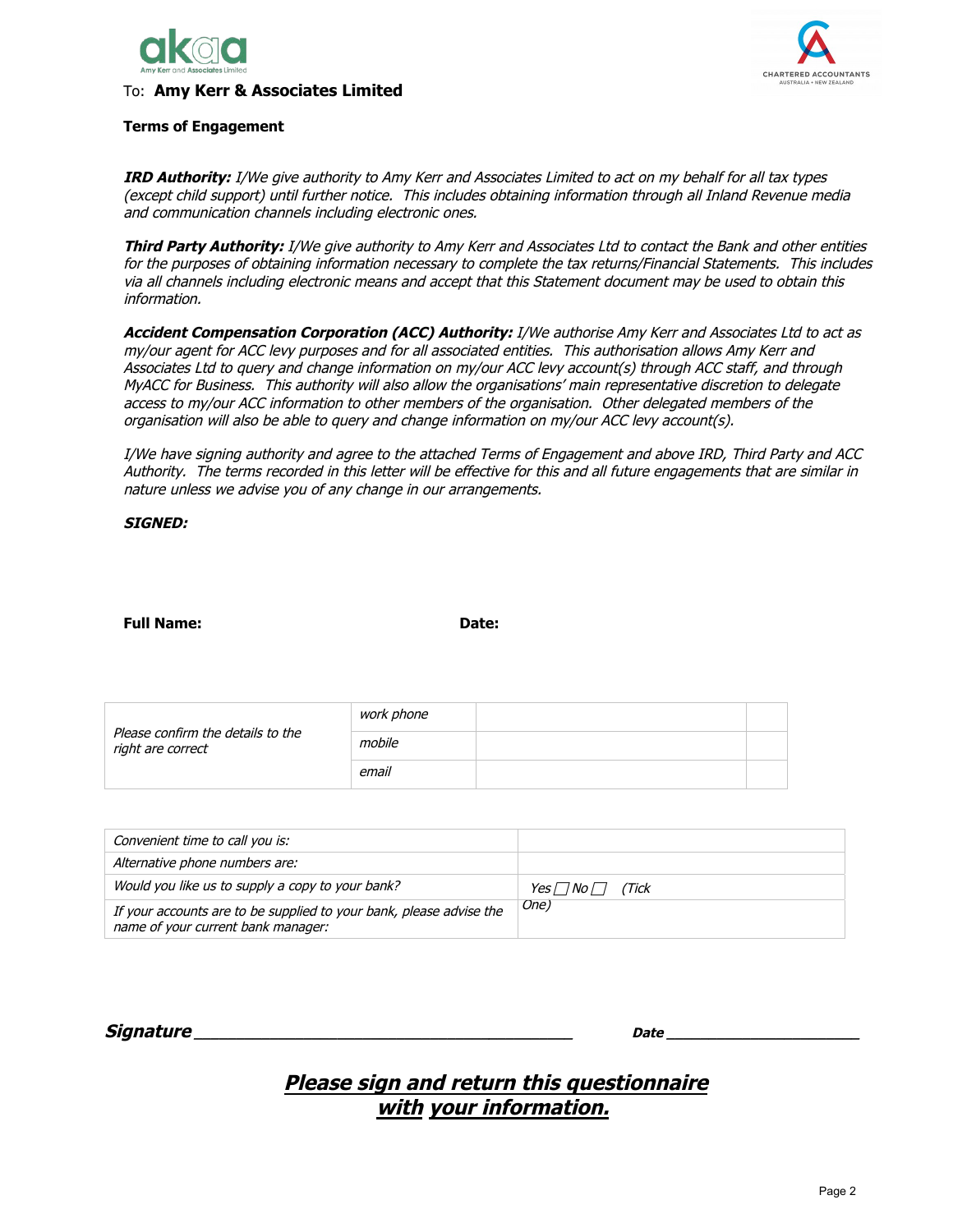To: **Amy Kerr & Associates Limited**

**Terms of Engagement**

***IRD Authority:*** *I/We give authority to Amy Kerr and Associates Limited to act on my behalf for all tax types (except child support) until further notice. This includes obtaining information through all Inland Revenue media and communication channels including electronic ones.*

***Third Party Authority:*** *I/We give authority to Amy Kerr and Associates Ltd to contact the Bank and other entities for the purposes of obtaining information necessary to complete the tax returns/Financial Statements. This includes via all channels including electronic means and accept that this Statement document may be used to obtain this information.*

***Accident Compensation Corporation (ACC) Authority:*** *I/We authorise Amy Kerr and Associates Ltd to act as my/our agent for ACC levy purposes and for all associated entities. This authorisation allows Amy Kerr and Associates Ltd to query and change information on my/our ACC levy account(s) through ACC staff, and through MyACC for Business. This authority will also allow the organisations' main representative discretion to delegate access to my/our ACC information to other members of the organisation. Other delegated members of the organisation will also be able to query and change information on my/our ACC levy account(s).*

*I/We have signing authority and agree to the attached Terms of Engagement and above IRD, Third Party and ACC Authority. The terms recorded in this letter will be effective for this and all future engagements that are similar in nature unless we advise you of any change in our arrangements.*

***SIGNED:***

**Full Name:** **Date:**

| | | | |
|---|---|---|---|
| *Please confirm the details to the right are correct* | *work phone* | | |
| | *mobile* | | |
| | *email* | | |

| | |
|---|---|
| *Convenient time to call you is:* | |
| *Alternative phone numbers are:* | |
| *Would you like us to supply a copy to your bank?* | *Yes ☐ No ☐ (Tick One)* |
| *If your accounts are to be supplied to your bank, please advise the name of your current bank manager:* | |

***Signature*** ________________________________________ ***Date*** ______________________

***Please sign and return this questionnaire with your information.***